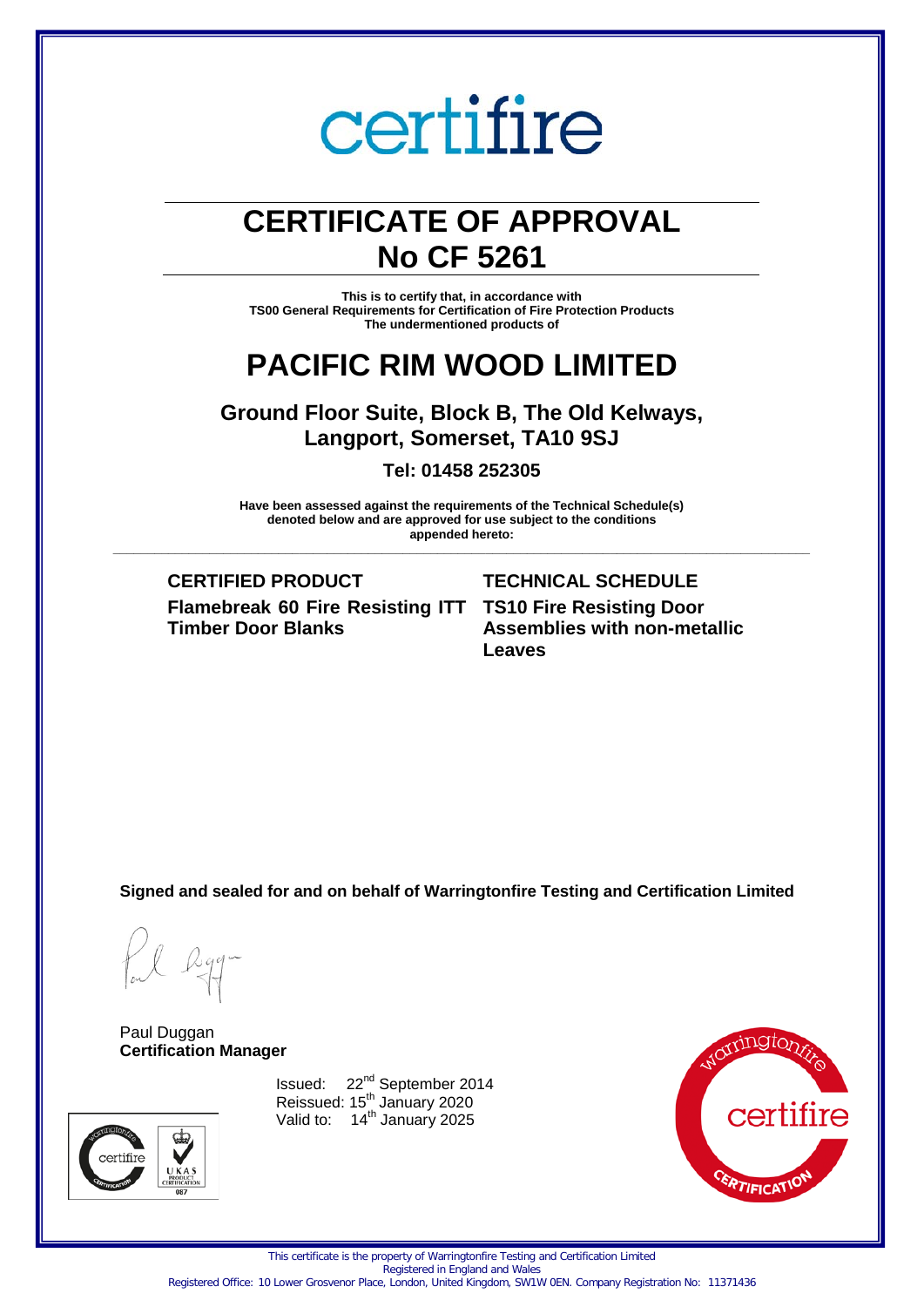certifire

# CERTIFICATE OF APPROVAL
# No CF 5261

**This is to certify that, in accordance with**
**TS00 General Requirements for Certification of Fire Protection Products**
**The undermentioned products of**

# PACIFIC RIM WOOD LIMITED

## Ground Floor Suite, Block B, The Old Kelways, Langport, Somerset, TA10 9SJ

### Tel: 01458 252305

**Have been assessed against the requirements of the Technical Schedule(s) denoted below and are approved for use subject to the conditions appended hereto:**

| CERTIFIED PRODUCT | TECHNICAL SCHEDULE |
|---|---|
| **Flamebreak 60 Fire Resisting ITT Timber Door Blanks** | **TS10 Fire Resisting Door Assemblies with non-metallic Leaves** |

**Signed and sealed for and on behalf of Warringtonfire Testing and Certification Limited**

Paul Duggan
**Certification Manager**

Issued: 22nd September 2014
Reissued: 15th January 2020
Valid to: 14th January 2025

This certificate is the property of Warringtonfire Testing and Certification Limited
Registered in England and Wales
Registered Office: 10 Lower Grosvenor Place, London, United Kingdom, SW1W 0EN. Company Registration No: 11371436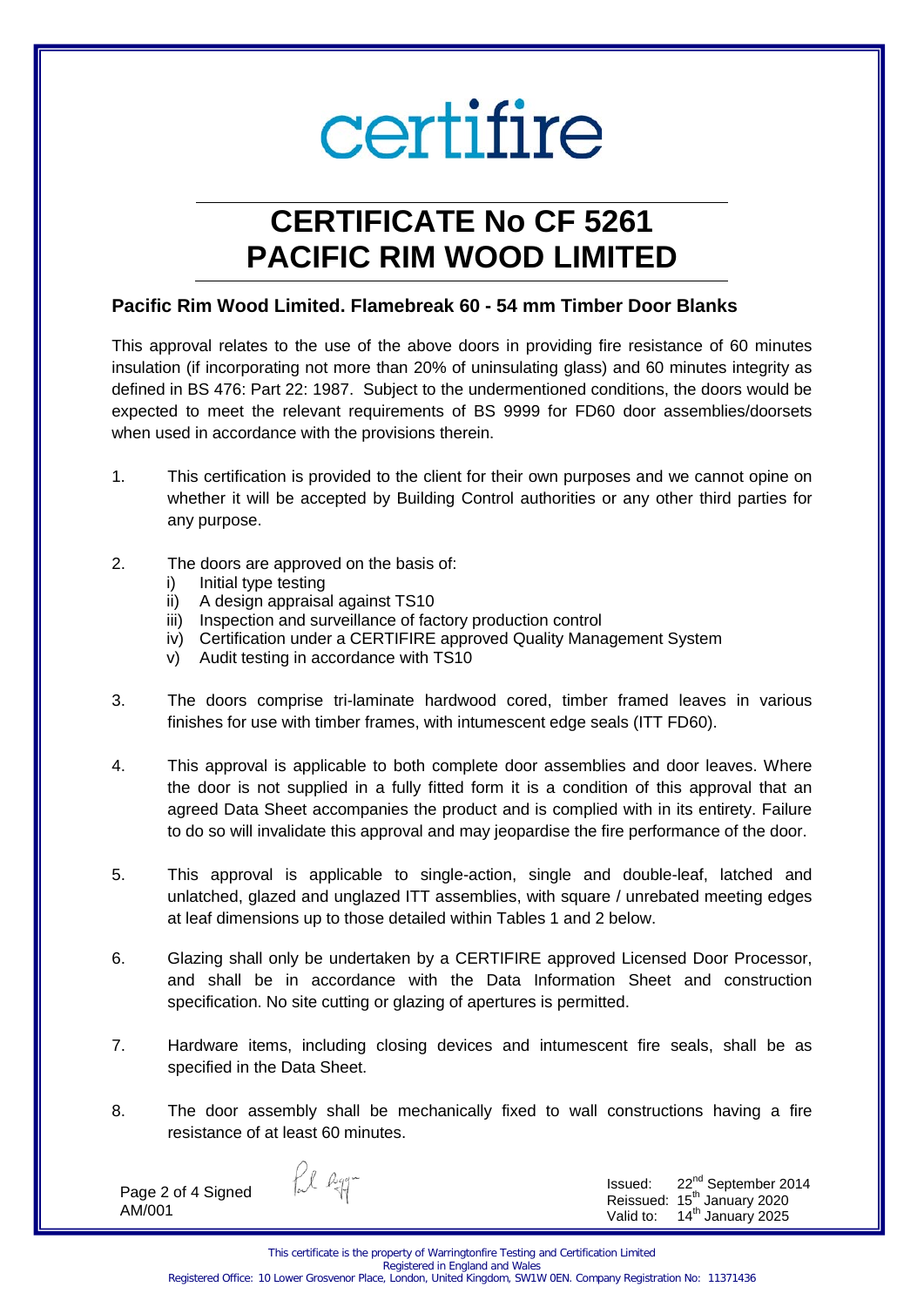certifire

# CERTIFICATE No CF 5261
# PACIFIC RIM WOOD LIMITED

### Pacific Rim Wood Limited. Flamebreak 60 - 54 mm Timber Door Blanks

This approval relates to the use of the above doors in providing fire resistance of 60 minutes insulation (if incorporating not more than 20% of uninsulating glass) and 60 minutes integrity as defined in BS 476: Part 22: 1987. Subject to the undermentioned conditions, the doors would be expected to meet the relevant requirements of BS 9999 for FD60 door assemblies/doorsets when used in accordance with the provisions therein.

1. This certification is provided to the client for their own purposes and we cannot opine on whether it will be accepted by Building Control authorities or any other third parties for any purpose.

2. The doors are approved on the basis of:
   i) Initial type testing
   ii) A design appraisal against TS10
   iii) Inspection and surveillance of factory production control
   iv) Certification under a CERTIFIRE approved Quality Management System
   v) Audit testing in accordance with TS10

3. The doors comprise tri-laminate hardwood cored, timber framed leaves in various finishes for use with timber frames, with intumescent edge seals (ITT FD60).

4. This approval is applicable to both complete door assemblies and door leaves. Where the door is not supplied in a fully fitted form it is a condition of this approval that an agreed Data Sheet accompanies the product and is complied with in its entirety. Failure to do so will invalidate this approval and may jeopardise the fire performance of the door.

5. This approval is applicable to single-action, single and double-leaf, latched and unlatched, glazed and unglazed ITT assemblies, with square / unrebated meeting edges at leaf dimensions up to those detailed within Tables 1 and 2 below.

6. Glazing shall only be undertaken by a CERTIFIRE approved Licensed Door Processor, and shall be in accordance with the Data Information Sheet and construction specification. No site cutting or glazing of apertures is permitted.

7. Hardware items, including closing devices and intumescent fire seals, shall be as specified in the Data Sheet.

8. The door assembly shall be mechanically fixed to wall constructions having a fire resistance of at least 60 minutes.

Signed
AM/001

Issued: 22nd September 2014
Reissued: 15th January 2020
Valid to: 14th January 2025

This certificate is the property of Warringtonfire Testing and Certification Limited
Registered in England and Wales
Registered Office: 10 Lower Grosvenor Place, London, United Kingdom, SW1W 0EN. Company Registration No: 11371436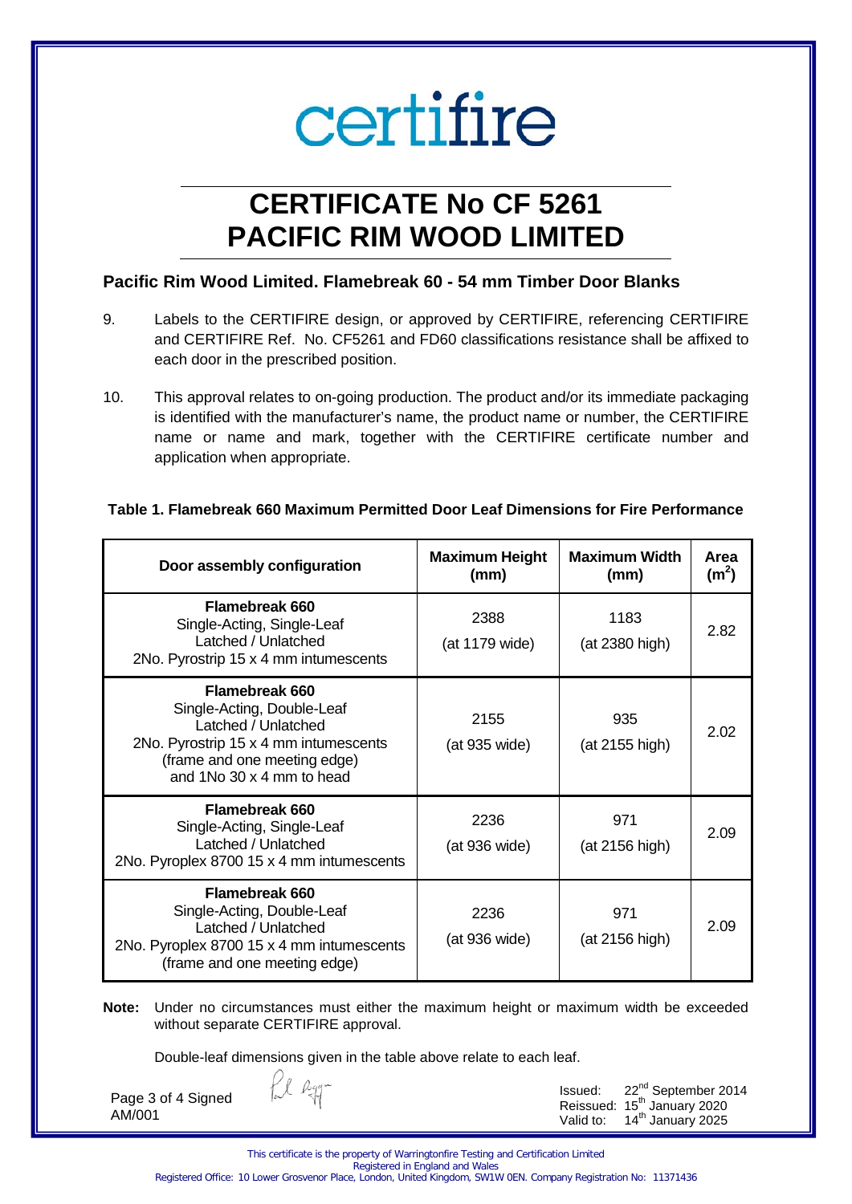# CERTIFICATE No CF 5261
# PACIFIC RIM WOOD LIMITED

### Pacific Rim Wood Limited. Flamebreak 60 - 54 mm Timber Door Blanks

9. Labels to the CERTIFIRE design, or approved by CERTIFIRE, referencing CERTIFIRE and CERTIFIRE Ref. No. CF5261 and FD60 classifications resistance shall be affixed to each door in the prescribed position.

10. This approval relates to on-going production. The product and/or its immediate packaging is identified with the manufacturer's name, the product name or number, the CERTIFIRE name or name and mark, together with the CERTIFIRE certificate number and application when appropriate.

**Table 1. Flamebreak 660 Maximum Permitted Door Leaf Dimensions for Fire Performance**

| Door assembly configuration | Maximum Height (mm) | Maximum Width (mm) | Area ($m^2$) |
|---|---|---|---|
| **Flamebreak 660** Single-Acting, Single-Leaf Latched / Unlatched 2No. Pyrostrip 15 x 4 mm intumescents | 2388 (at 1179 wide) | 1183 (at 2380 high) | 2.82 |
| **Flamebreak 660** Single-Acting, Double-Leaf Latched / Unlatched 2No. Pyrostrip 15 x 4 mm intumescents (frame and one meeting edge) and 1No 30 x 4 mm to head | 2155 (at 935 wide) | 935 (at 2155 high) | 2.02 |
| **Flamebreak 660** Single-Acting, Single-Leaf Latched / Unlatched 2No. Pyroplex 8700 15 x 4 mm intumescents | 2236 (at 936 wide) | 971 (at 2156 high) | 2.09 |
| **Flamebreak 660** Single-Acting, Double-Leaf Latched / Unlatched 2No. Pyroplex 8700 15 x 4 mm intumescents (frame and one meeting edge) | 2236 (at 936 wide) | 971 (at 2156 high) | 2.09 |

**Note:** Under no circumstances must either the maximum height or maximum width be exceeded without separate CERTIFIRE approval.

Double-leaf dimensions given in the table above relate to each leaf.

Signed AM/001

Issued: 22nd September 2014
Reissued: 15th January 2020
Valid to: 14th January 2025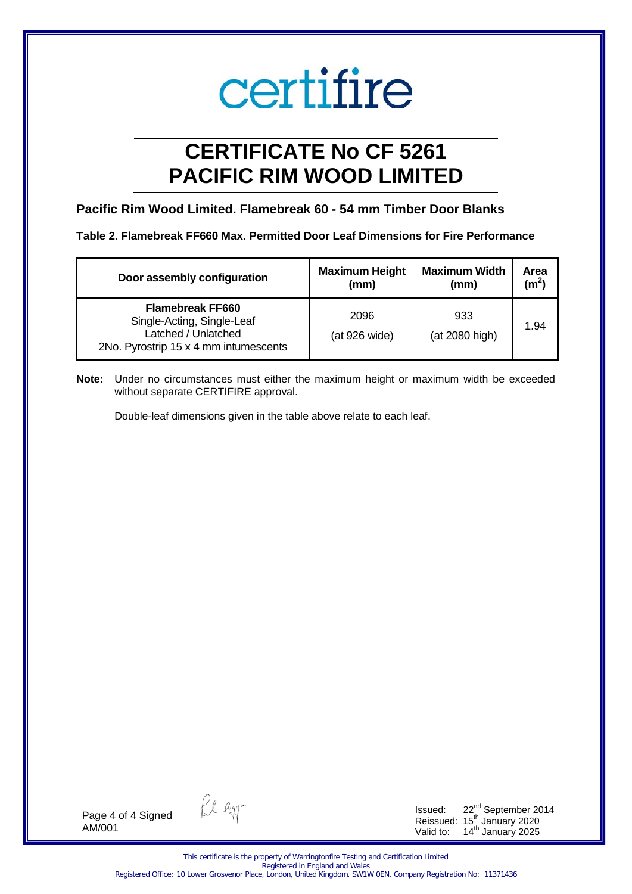# certifire

# CERTIFICATE No CF 5261
# PACIFIC RIM WOOD LIMITED

### Pacific Rim Wood Limited. Flamebreak 60 - 54 mm Timber Door Blanks

**Table 2. Flamebreak FF660 Max. Permitted Door Leaf Dimensions for Fire Performance**

| Door assembly configuration | Maximum Height (mm) | Maximum Width (mm) | Area ($m^2$) |
|---|---|---|---|
| **Flamebreak FF660** Single-Acting, Single-Leaf Latched / Unlatched 2No. Pyrostrip 15 x 4 mm intumescents | 2096 (at 926 wide) | 933 (at 2080 high) | 1.94 |

**Note:** Under no circumstances must either the maximum height or maximum width be exceeded without separate CERTIFIRE approval.

Double-leaf dimensions given in the table above relate to each leaf.

Signed
AM/001

Issued: 22nd September 2014
Reissued: 15th January 2020
Valid to: 14th January 2025

This certificate is the property of Warringtonfire Testing and Certification Limited
Registered in England and Wales
Registered Office: 10 Lower Grosvenor Place, London, United Kingdom, SW1W 0EN. Company Registration No: 11371436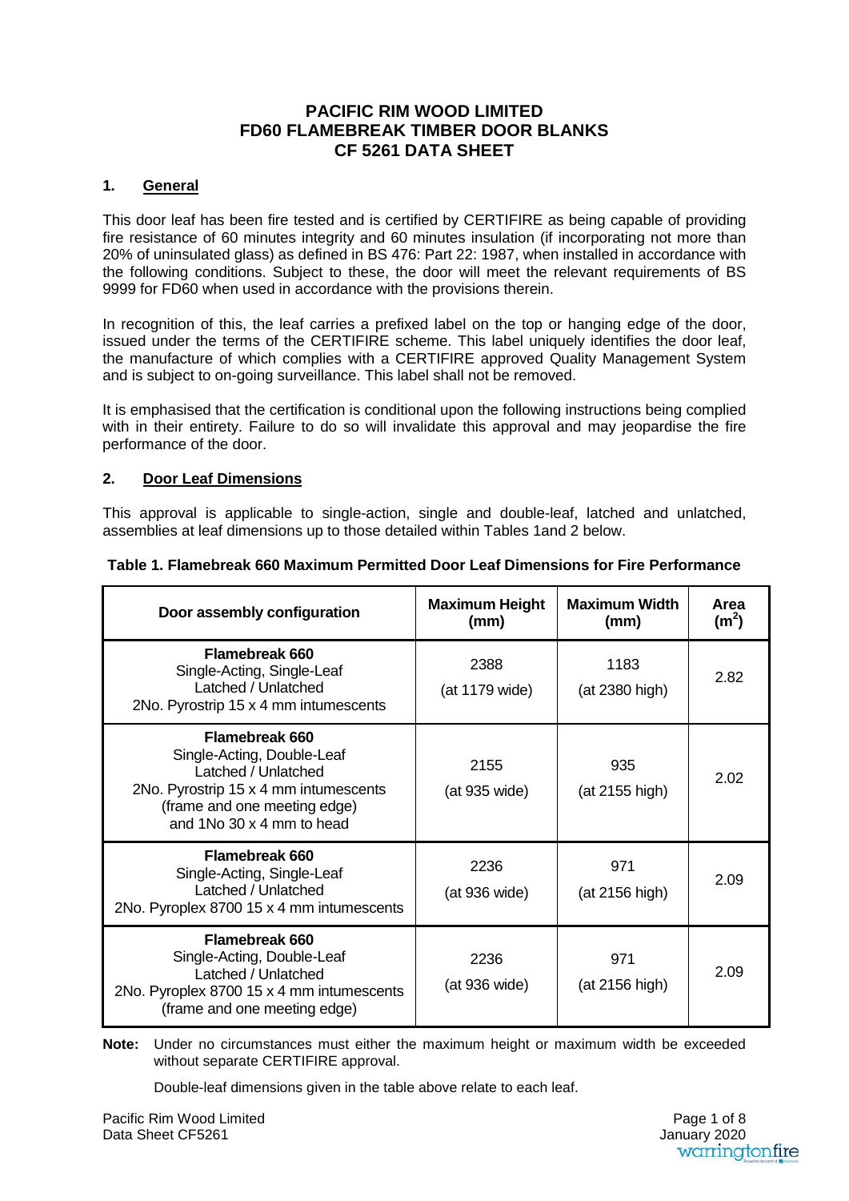# PACIFIC RIM WOOD LIMITED
# FD60 FLAMEBREAK TIMBER DOOR BLANKS
# CF 5261 DATA SHEET

## 1. General

This door leaf has been fire tested and is certified by CERTIFIRE as being capable of providing fire resistance of 60 minutes integrity and 60 minutes insulation (if incorporating not more than 20% of uninsulated glass) as defined in BS 476: Part 22: 1987, when installed in accordance with the following conditions. Subject to these, the door will meet the relevant requirements of BS 9999 for FD60 when used in accordance with the provisions therein.

In recognition of this, the leaf carries a prefixed label on the top or hanging edge of the door, issued under the terms of the CERTIFIRE scheme. This label uniquely identifies the door leaf, the manufacture of which complies with a CERTIFIRE approved Quality Management System and is subject to on-going surveillance. This label shall not be removed.

It is emphasised that the certification is conditional upon the following instructions being complied with in their entirety. Failure to do so will invalidate this approval and may jeopardise the fire performance of the door.

## 2. Door Leaf Dimensions

This approval is applicable to single-action, single and double-leaf, latched and unlatched, assemblies at leaf dimensions up to those detailed within Tables 1and 2 below.

**Table 1. Flamebreak 660 Maximum Permitted Door Leaf Dimensions for Fire Performance**

| Door assembly configuration | Maximum Height (mm) | Maximum Width (mm) | Area ($m^2$) |
|---|---|---|---|
| **Flamebreak 660** Single-Acting, Single-Leaf Latched / Unlatched 2No. Pyrostrip 15 x 4 mm intumescents | 2388 (at 1179 wide) | 1183 (at 2380 high) | 2.82 |
| **Flamebreak 660** Single-Acting, Double-Leaf Latched / Unlatched 2No. Pyrostrip 15 x 4 mm intumescents (frame and one meeting edge) and 1No 30 x 4 mm to head | 2155 (at 935 wide) | 935 (at 2155 high) | 2.02 |
| **Flamebreak 660** Single-Acting, Single-Leaf Latched / Unlatched 2No. Pyroplex 8700 15 x 4 mm intumescents | 2236 (at 936 wide) | 971 (at 2156 high) | 2.09 |
| **Flamebreak 660** Single-Acting, Double-Leaf Latched / Unlatched 2No. Pyroplex 8700 15 x 4 mm intumescents (frame and one meeting edge) | 2236 (at 936 wide) | 971 (at 2156 high) | 2.09 |

**Note:** Under no circumstances must either the maximum height or maximum width be exceeded without separate CERTIFIRE approval.

Double-leaf dimensions given in the table above relate to each leaf.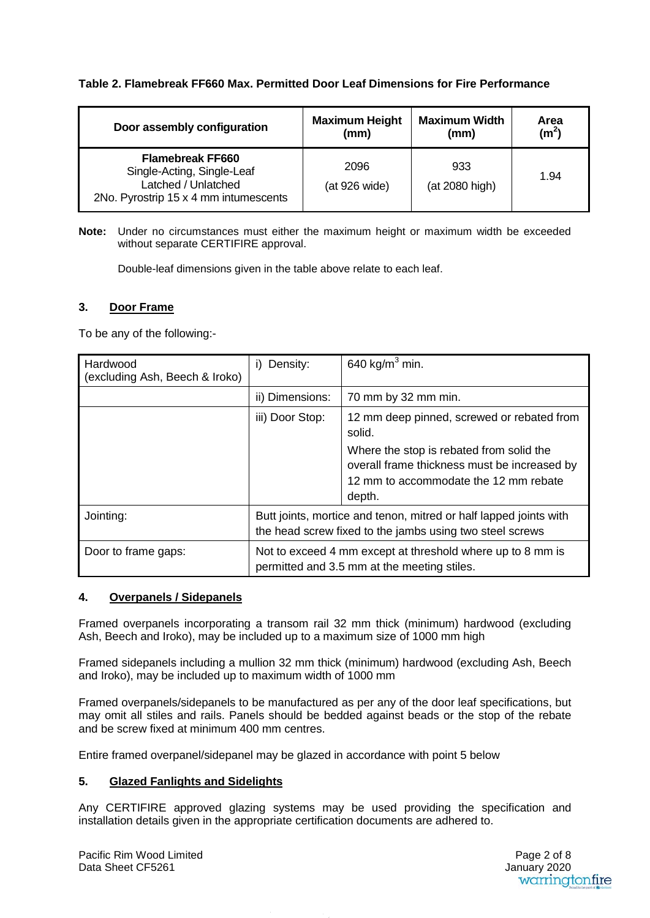**Table 2. Flamebreak FF660 Max. Permitted Door Leaf Dimensions for Fire Performance**

| Door assembly configuration | Maximum Height (mm) | Maximum Width (mm) | Area ($m^2$) |
|---|---|---|---|
| **Flamebreak FF660**<br>Single-Acting, Single-Leaf<br>Latched / Unlatched<br>2No. Pyrostrip 15 x 4 mm intumescents | 2096<br>(at 926 wide) | 933<br>(at 2080 high) | 1.94 |

**Note:** Under no circumstances must either the maximum height or maximum width be exceeded without separate CERTIFIRE approval.

Double-leaf dimensions given in the table above relate to each leaf.

## 3. Door Frame

To be any of the following:-

| Hardwood<br>(excluding Ash, Beech & Iroko) | i) Density: | 640 $kg/m^3$ min. |
|---|---|---|
| | ii) Dimensions: | 70 mm by 32 mm min. |
| | iii) Door Stop: | 12 mm deep pinned, screwed or rebated from solid.<br>Where the stop is rebated from solid the overall frame thickness must be increased by 12 mm to accommodate the 12 mm rebate depth. |
| Jointing: | Butt joints, mortice and tenon, mitred or half lapped joints with the head screw fixed to the jambs using two steel screws | |
| Door to frame gaps: | Not to exceed 4 mm except at threshold where up to 8 mm is permitted and 3.5 mm at the meeting stiles. | |

## 4. Overpanels / Sidepanels

Framed overpanels incorporating a transom rail 32 mm thick (minimum) hardwood (excluding Ash, Beech and Iroko), may be included up to a maximum size of 1000 mm high

Framed sidepanels including a mullion 32 mm thick (minimum) hardwood (excluding Ash, Beech and Iroko), may be included up to maximum width of 1000 mm

Framed overpanels/sidepanels to be manufactured as per any of the door leaf specifications, but may omit all stiles and rails. Panels should be bedded against beads or the stop of the rebate and be screw fixed at minimum 400 mm centres.

Entire framed overpanel/sidepanel may be glazed in accordance with point 5 below

## 5. Glazed Fanlights and Sidelights

Any CERTIFIRE approved glazing systems may be used providing the specification and installation details given in the appropriate certification documents are adhered to.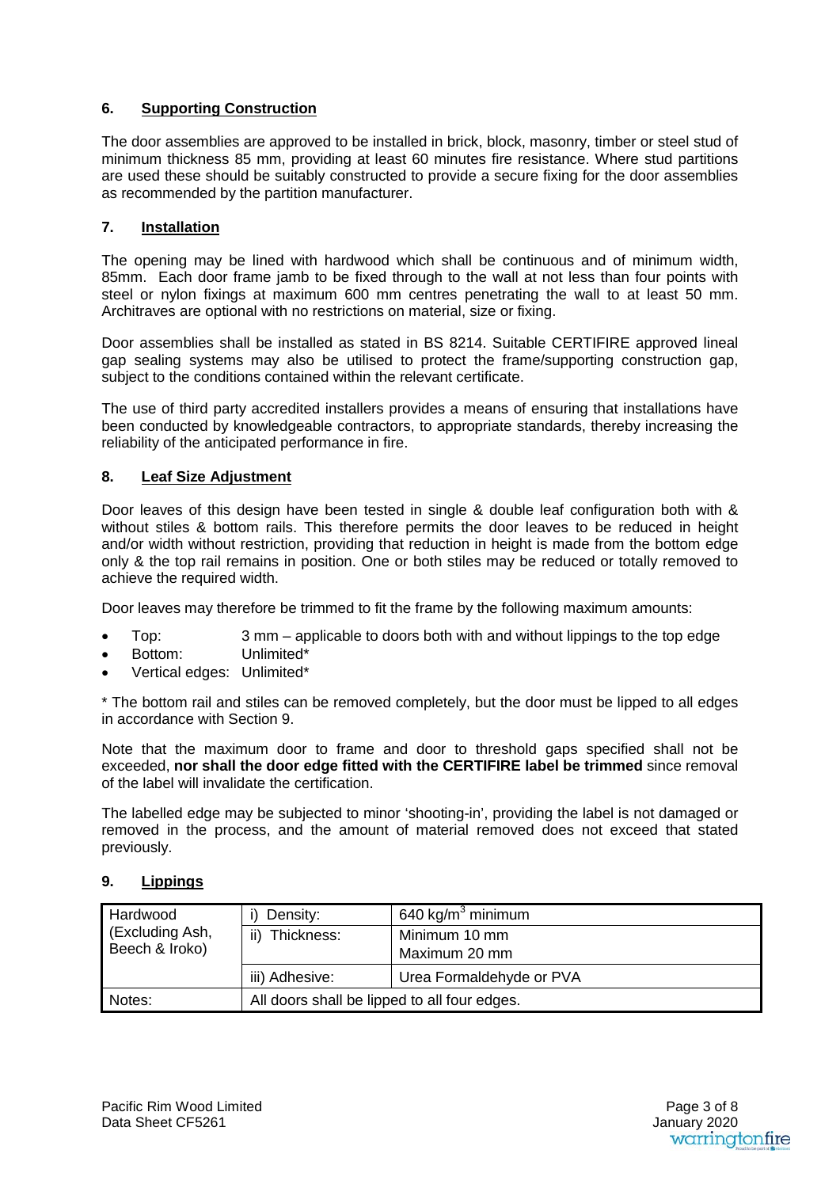## 6. Supporting Construction

The door assemblies are approved to be installed in brick, block, masonry, timber or steel stud of minimum thickness 85 mm, providing at least 60 minutes fire resistance. Where stud partitions are used these should be suitably constructed to provide a secure fixing for the door assemblies as recommended by the partition manufacturer.

## 7. Installation

The opening may be lined with hardwood which shall be continuous and of minimum width, 85mm. Each door frame jamb to be fixed through to the wall at not less than four points with steel or nylon fixings at maximum 600 mm centres penetrating the wall to at least 50 mm. Architraves are optional with no restrictions on material, size or fixing.

Door assemblies shall be installed as stated in BS 8214. Suitable CERTIFIRE approved lineal gap sealing systems may also be utilised to protect the frame/supporting construction gap, subject to the conditions contained within the relevant certificate.

The use of third party accredited installers provides a means of ensuring that installations have been conducted by knowledgeable contractors, to appropriate standards, thereby increasing the reliability of the anticipated performance in fire.

## 8. Leaf Size Adjustment

Door leaves of this design have been tested in single & double leaf configuration both with & without stiles & bottom rails. This therefore permits the door leaves to be reduced in height and/or width without restriction, providing that reduction in height is made from the bottom edge only & the top rail remains in position. One or both stiles may be reduced or totally removed to achieve the required width.

Door leaves may therefore be trimmed to fit the frame by the following maximum amounts:

- Top: 3 mm – applicable to doors both with and without lippings to the top edge
- Bottom: Unlimited*
- Vertical edges: Unlimited*

* The bottom rail and stiles can be removed completely, but the door must be lipped to all edges in accordance with Section 9.

Note that the maximum door to frame and door to threshold gaps specified shall not be exceeded, **nor shall the door edge fitted with the CERTIFIRE label be trimmed** since removal of the label will invalidate the certification.

The labelled edge may be subjected to minor 'shooting-in', providing the label is not damaged or removed in the process, and the amount of material removed does not exceed that stated previously.

## 9. Lippings

| Hardwood (Excluding Ash, Beech & Iroko) | i) Density: | 640 kg/m$^3$ minimum |
|---|---|---|
| | ii) Thickness: | Minimum 10 mm<br>Maximum 20 mm |
| | iii) Adhesive: | Urea Formaldehyde or PVA |
| Notes: | All doors shall be lipped to all four edges. | |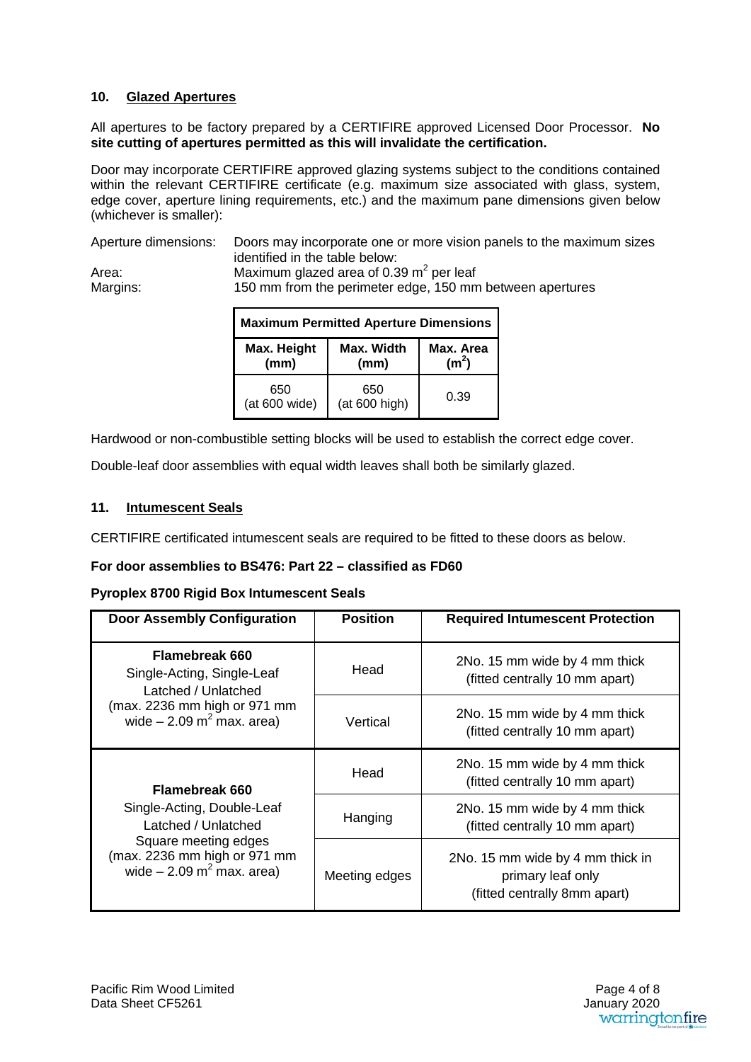## 10. Glazed Apertures

All apertures to be factory prepared by a CERTIFIRE approved Licensed Door Processor. **No site cutting of apertures permitted as this will invalidate the certification.**

Door may incorporate CERTIFIRE approved glazing systems subject to the conditions contained within the relevant CERTIFIRE certificate (e.g. maximum size associated with glass, system, edge cover, aperture lining requirements, etc.) and the maximum pane dimensions given below (whichever is smaller):

Aperture dimensions: Doors may incorporate one or more vision panels to the maximum sizes identified in the table below:
Area: Maximum glazed area of 0.39 $m^2$ per leaf
Margins: 150 mm from the perimeter edge, 150 mm between apertures

| **Maximum Permitted Aperture Dimensions** | | |
|---|---|---|
| **Max. Height (mm)** | **Max. Width (mm)** | **Max. Area ($m^2$)** |
| 650 (at 600 wide) | 650 (at 600 high) | 0.39 |

Hardwood or non-combustible setting blocks will be used to establish the correct edge cover.

Double-leaf door assemblies with equal width leaves shall both be similarly glazed.

## 11. Intumescent Seals

CERTIFIRE certificated intumescent seals are required to be fitted to these doors as below.

**For door assemblies to BS476: Part 22 – classified as FD60**

**Pyroplex 8700 Rigid Box Intumescent Seals**

| Door Assembly Configuration | Position | Required Intumescent Protection |
|---|---|---|
| **Flamebreak 660** Single-Acting, Single-Leaf Latched / Unlatched (max. 2236 mm high or 971 mm wide – 2.09 $m^2$ max. area) | Head | 2No. 15 mm wide by 4 mm thick (fitted centrally 10 mm apart) |
| | Vertical | 2No. 15 mm wide by 4 mm thick (fitted centrally 10 mm apart) |
| **Flamebreak 660** Single-Acting, Double-Leaf Latched / Unlatched Square meeting edges (max. 2236 mm high or 971 mm wide – 2.09 $m^2$ max. area) | Head | 2No. 15 mm wide by 4 mm thick (fitted centrally 10 mm apart) |
| | Hanging | 2No. 15 mm wide by 4 mm thick (fitted centrally 10 mm apart) |
| | Meeting edges | 2No. 15 mm wide by 4 mm thick in primary leaf only (fitted centrally 8mm apart) |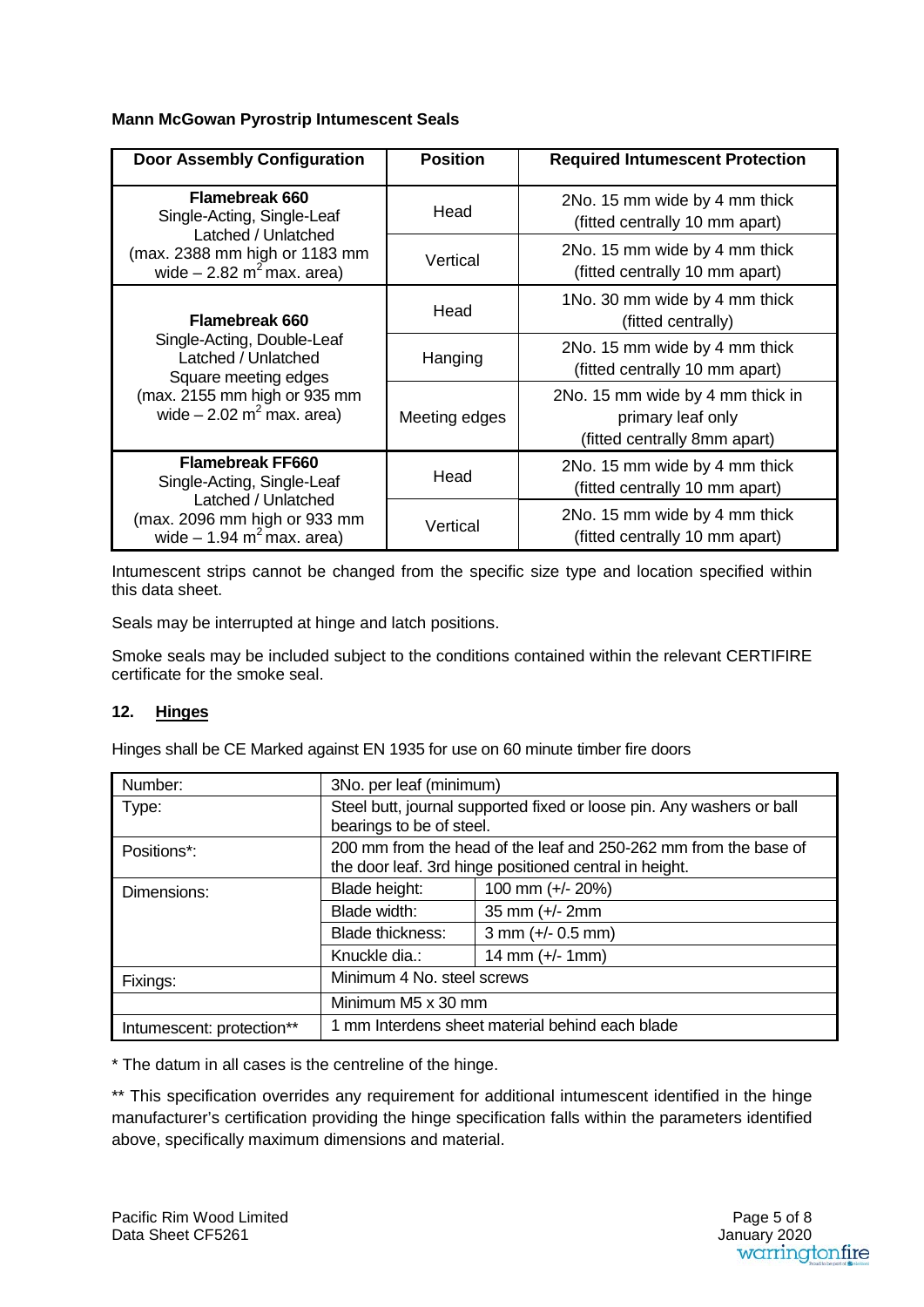**Mann McGowan Pyrostrip Intumescent Seals**

| Door Assembly Configuration | Position | Required Intumescent Protection |
|---|---|---|
| **Flamebreak 660** Single-Acting, Single-Leaf Latched / Unlatched (max. 2388 mm high or 1183 mm wide – 2.82 $m^2$ max. area) | Head | 2No. 15 mm wide by 4 mm thick (fitted centrally 10 mm apart) |
| | Vertical | 2No. 15 mm wide by 4 mm thick (fitted centrally 10 mm apart) |
| **Flamebreak 660** Single-Acting, Double-Leaf Latched / Unlatched Square meeting edges (max. 2155 mm high or 935 mm wide – 2.02 $m^2$ max. area) | Head | 1No. 30 mm wide by 4 mm thick (fitted centrally) |
| | Hanging | 2No. 15 mm wide by 4 mm thick (fitted centrally 10 mm apart) |
| | Meeting edges | 2No. 15 mm wide by 4 mm thick in primary leaf only (fitted centrally 8mm apart) |
| **Flamebreak FF660** Single-Acting, Single-Leaf Latched / Unlatched (max. 2096 mm high or 933 mm wide – 1.94 $m^2$ max. area) | Head | 2No. 15 mm wide by 4 mm thick (fitted centrally 10 mm apart) |
| | Vertical | 2No. 15 mm wide by 4 mm thick (fitted centrally 10 mm apart) |

Intumescent strips cannot be changed from the specific size type and location specified within this data sheet.

Seals may be interrupted at hinge and latch positions.

Smoke seals may be included subject to the conditions contained within the relevant CERTIFIRE certificate for the smoke seal.

## 12. Hinges

Hinges shall be CE Marked against EN 1935 for use on 60 minute timber fire doors

| Number: | 3No. per leaf (minimum) | |
|---|---|---|
| Type: | Steel butt, journal supported fixed or loose pin. Any washers or ball bearings to be of steel. | |
| Positions*: | 200 mm from the head of the leaf and 250-262 mm from the base of the door leaf. 3rd hinge positioned central in height. | |
| Dimensions: | Blade height: | 100 mm (+/- 20%) |
| | Blade width: | 35 mm (+/- 2mm |
| | Blade thickness: | 3 mm (+/- 0.5 mm) |
| | Knuckle dia.: | 14 mm (+/- 1mm) |
| Fixings: | Minimum 4 No. steel screws | |
| | Minimum M5 x 30 mm | |
| Intumescent: protection** | 1 mm Interdens sheet material behind each blade | |

* The datum in all cases is the centreline of the hinge.

** This specification overrides any requirement for additional intumescent identified in the hinge manufacturer's certification providing the hinge specification falls within the parameters identified above, specifically maximum dimensions and material.

Pacific Rim Wood Limited
Data Sheet CF5261

January 2020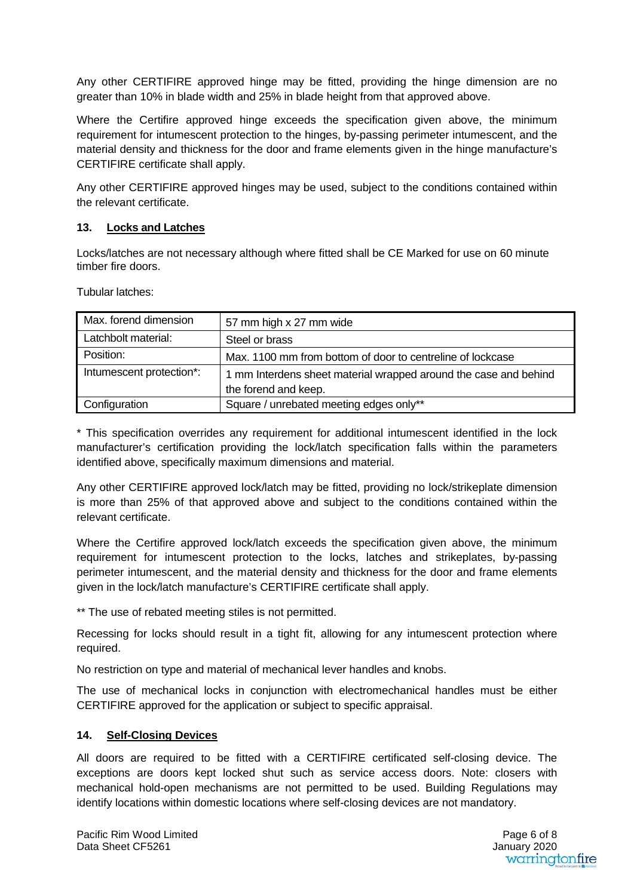Any other CERTIFIRE approved hinge may be fitted, providing the hinge dimension are no greater than 10% in blade width and 25% in blade height from that approved above.

Where the Certifire approved hinge exceeds the specification given above, the minimum requirement for intumescent protection to the hinges, by-passing perimeter intumescent, and the material density and thickness for the door and frame elements given in the hinge manufacture's CERTIFIRE certificate shall apply.

Any other CERTIFIRE approved hinges may be used, subject to the conditions contained within the relevant certificate.

## 13. Locks and Latches

Locks/latches are not necessary although where fitted shall be CE Marked for use on 60 minute timber fire doors.

Tubular latches:

| Max. forend dimension | 57 mm high x 27 mm wide |
|---|---|
| Latchbolt material: | Steel or brass |
| Position: | Max. 1100 mm from bottom of door to centreline of lockcase |
| Intumescent protection*: | 1 mm Interdens sheet material wrapped around the case and behind the forend and keep. |
| Configuration | Square / unrebated meeting edges only** |

* This specification overrides any requirement for additional intumescent identified in the lock manufacturer's certification providing the lock/latch specification falls within the parameters identified above, specifically maximum dimensions and material.

Any other CERTIFIRE approved lock/latch may be fitted, providing no lock/strikeplate dimension is more than 25% of that approved above and subject to the conditions contained within the relevant certificate.

Where the Certifire approved lock/latch exceeds the specification given above, the minimum requirement for intumescent protection to the locks, latches and strikeplates, by-passing perimeter intumescent, and the material density and thickness for the door and frame elements given in the lock/latch manufacture's CERTIFIRE certificate shall apply.

** The use of rebated meeting stiles is not permitted.

Recessing for locks should result in a tight fit, allowing for any intumescent protection where required.

No restriction on type and material of mechanical lever handles and knobs.

The use of mechanical locks in conjunction with electromechanical handles must be either CERTIFIRE approved for the application or subject to specific appraisal.

## 14. Self-Closing Devices

All doors are required to be fitted with a CERTIFIRE certificated self-closing device. The exceptions are doors kept locked shut such as service access doors. Note: closers with mechanical hold-open mechanisms are not permitted to be used. Building Regulations may identify locations within domestic locations where self-closing devices are not mandatory.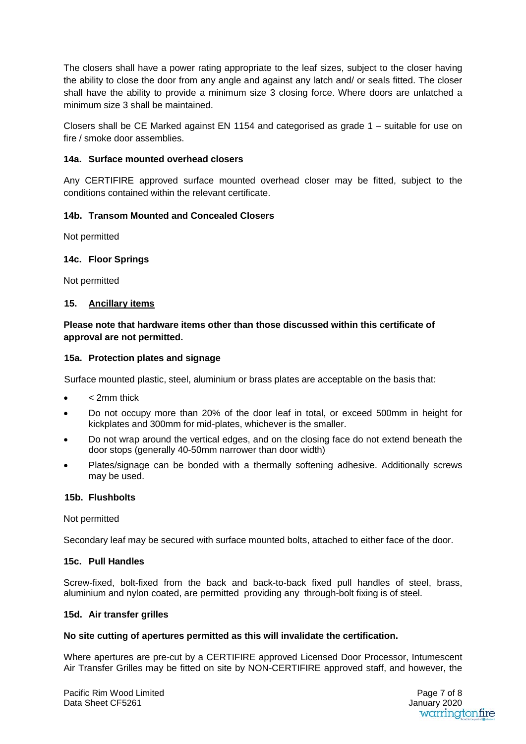The closers shall have a power rating appropriate to the leaf sizes, subject to the closer having the ability to close the door from any angle and against any latch and/ or seals fitted. The closer shall have the ability to provide a minimum size 3 closing force. Where doors are unlatched a minimum size 3 shall be maintained.

Closers shall be CE Marked against EN 1154 and categorised as grade 1 – suitable for use on fire / smoke door assemblies.

### 14a. Surface mounted overhead closers

Any CERTIFIRE approved surface mounted overhead closer may be fitted, subject to the conditions contained within the relevant certificate.

### 14b. Transom Mounted and Concealed Closers

Not permitted

### 14c. Floor Springs

Not permitted

## 15. Ancillary items

**Please note that hardware items other than those discussed within this certificate of approval are not permitted.**

### 15a. Protection plates and signage

Surface mounted plastic, steel, aluminium or brass plates are acceptable on the basis that:

- < 2mm thick
- Do not occupy more than 20% of the door leaf in total, or exceed 500mm in height for kickplates and 300mm for mid-plates, whichever is the smaller.
- Do not wrap around the vertical edges, and on the closing face do not extend beneath the door stops (generally 40-50mm narrower than door width)
- Plates/signage can be bonded with a thermally softening adhesive. Additionally screws may be used.

### 15b. Flushbolts

Not permitted

Secondary leaf may be secured with surface mounted bolts, attached to either face of the door.

### 15c. Pull Handles

Screw-fixed, bolt-fixed from the back and back-to-back fixed pull handles of steel, brass, aluminium and nylon coated, are permitted providing any through-bolt fixing is of steel.

### 15d. Air transfer grilles

**No site cutting of apertures permitted as this will invalidate the certification.**

Where apertures are pre-cut by a CERTIFIRE approved Licensed Door Processor, Intumescent Air Transfer Grilles may be fitted on site by NON-CERTIFIRE approved staff, and however, the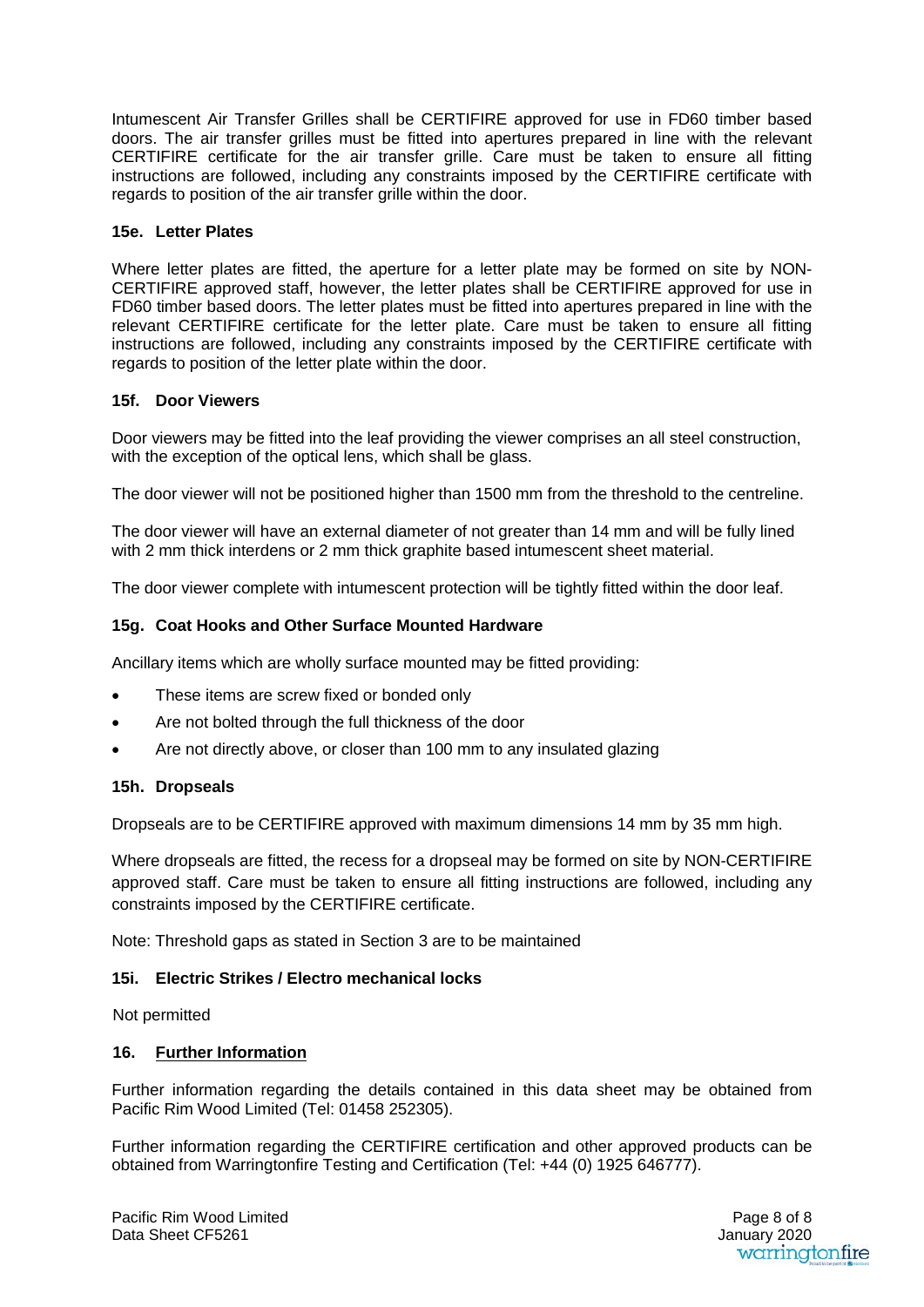Intumescent Air Transfer Grilles shall be CERTIFIRE approved for use in FD60 timber based doors. The air transfer grilles must be fitted into apertures prepared in line with the relevant CERTIFIRE certificate for the air transfer grille. Care must be taken to ensure all fitting instructions are followed, including any constraints imposed by the CERTIFIRE certificate with regards to position of the air transfer grille within the door.

### 15e. Letter Plates

Where letter plates are fitted, the aperture for a letter plate may be formed on site by NON-CERTIFIRE approved staff, however, the letter plates shall be CERTIFIRE approved for use in FD60 timber based doors. The letter plates must be fitted into apertures prepared in line with the relevant CERTIFIRE certificate for the letter plate. Care must be taken to ensure all fitting instructions are followed, including any constraints imposed by the CERTIFIRE certificate with regards to position of the letter plate within the door.

### 15f. Door Viewers

Door viewers may be fitted into the leaf providing the viewer comprises an all steel construction, with the exception of the optical lens, which shall be glass.

The door viewer will not be positioned higher than 1500 mm from the threshold to the centreline.

The door viewer will have an external diameter of not greater than 14 mm and will be fully lined with 2 mm thick interdens or 2 mm thick graphite based intumescent sheet material.

The door viewer complete with intumescent protection will be tightly fitted within the door leaf.

### 15g. Coat Hooks and Other Surface Mounted Hardware

Ancillary items which are wholly surface mounted may be fitted providing:

- These items are screw fixed or bonded only
- Are not bolted through the full thickness of the door
- Are not directly above, or closer than 100 mm to any insulated glazing

### 15h. Dropseals

Dropseals are to be CERTIFIRE approved with maximum dimensions 14 mm by 35 mm high.

Where dropseals are fitted, the recess for a dropseal may be formed on site by NON-CERTIFIRE approved staff. Care must be taken to ensure all fitting instructions are followed, including any constraints imposed by the CERTIFIRE certificate.

Note: Threshold gaps as stated in Section 3 are to be maintained

### 15i. Electric Strikes / Electro mechanical locks

Not permitted

## 16. Further Information

Further information regarding the details contained in this data sheet may be obtained from Pacific Rim Wood Limited (Tel: 01458 252305).

Further information regarding the CERTIFIRE certification and other approved products can be obtained from Warringtonfire Testing and Certification (Tel: +44 (0) 1925 646777).